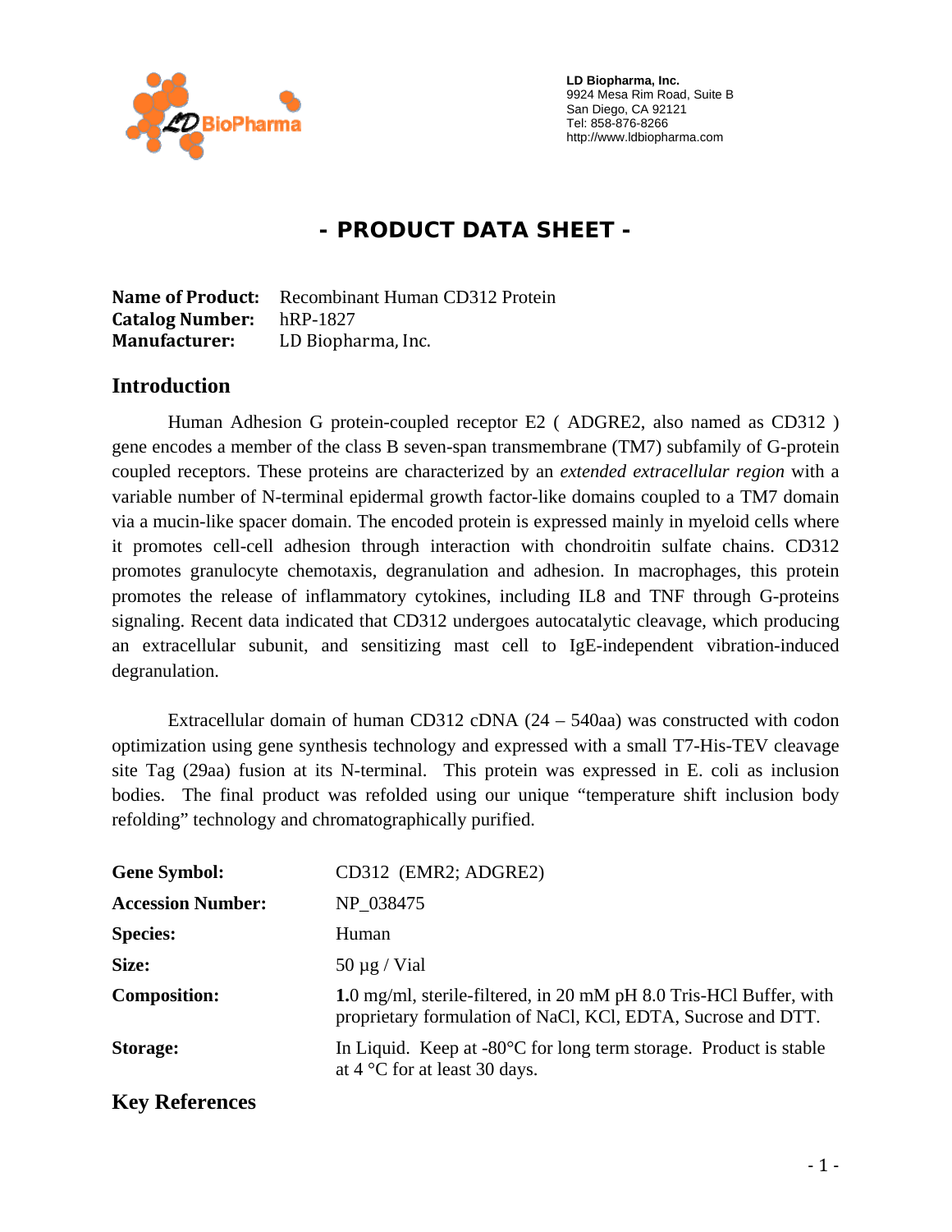LD Biopharma, Inc.
9924 Mesa Rim Road, Suite B
San Diego, CA 92121
Tel: 858-876-8266
http://www.ldbiopharma.com

# - PRODUCT DATA SHEET -

**Name of Product:** Recombinant Human CD312 Protein
**Catalog Number:** hRP-1827
**Manufacturer:** LD Biopharma, Inc.

## Introduction

Human Adhesion G protein-coupled receptor E2 ( ADGRE2, also named as CD312 ) gene encodes a member of the class B seven-span transmembrane (TM7) subfamily of G-protein coupled receptors. These proteins are characterized by an *extended extracellular region* with a variable number of N-terminal epidermal growth factor-like domains coupled to a TM7 domain via a mucin-like spacer domain. The encoded protein is expressed mainly in myeloid cells where it promotes cell-cell adhesion through interaction with chondroitin sulfate chains. CD312 promotes granulocyte chemotaxis, degranulation and adhesion. In macrophages, this protein promotes the release of inflammatory cytokines, including IL8 and TNF through G-proteins signaling. Recent data indicated that CD312 undergoes autocatalytic cleavage, which producing an extracellular subunit, and sensitizing mast cell to IgE-independent vibration-induced degranulation.

Extracellular domain of human CD312 cDNA (24 – 540aa) was constructed with codon optimization using gene synthesis technology and expressed with a small T7-His-TEV cleavage site Tag (29aa) fusion at its N-terminal. This protein was expressed in E. coli as inclusion bodies. The final product was refolded using our unique "temperature shift inclusion body refolding" technology and chromatographically purified.

| | |
|---|---|
| **Gene Symbol:** | CD312 (EMR2; ADGRE2) |
| **Accession Number:** | NP_038475 |
| **Species:** | Human |
| **Size:** | 50 µg / Vial |
| **Composition:** | **1.**0 mg/ml, sterile-filtered, in 20 mM pH 8.0 Tris-HCl Buffer, with proprietary formulation of NaCl, KCl, EDTA, Sucrose and DTT. |
| **Storage:** | In Liquid. Keep at -80°C for long term storage. Product is stable at 4 °C for at least 30 days. |

## Key References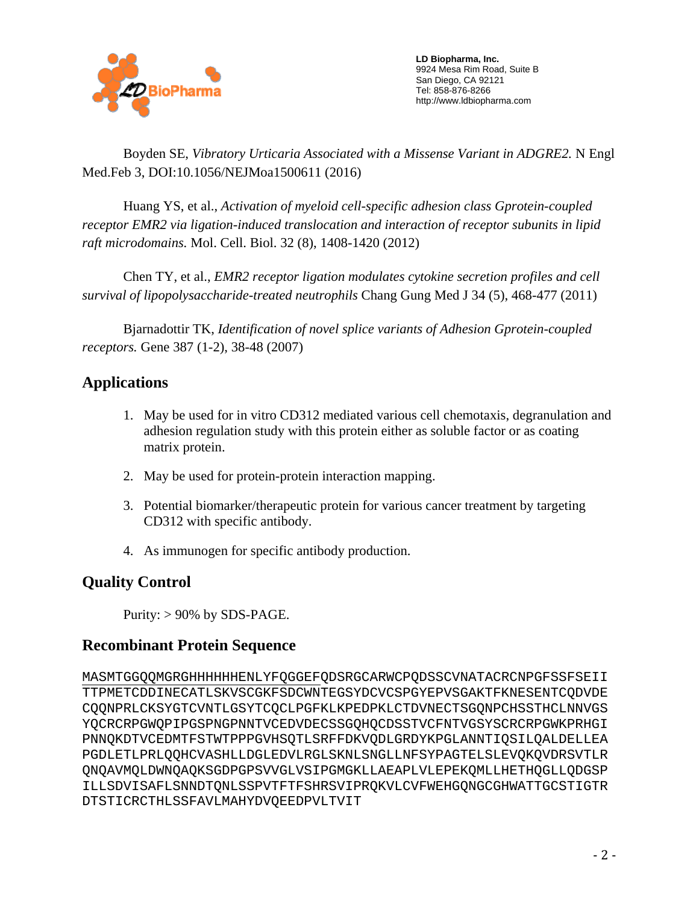Boyden SE, *Vibratory Urticaria Associated with a Missense Variant in ADGRE2.* N Engl Med.Feb 3, DOI:10.1056/NEJMoa1500611 (2016)

Huang YS, et al., *Activation of myeloid cell-specific adhesion class Gprotein-coupled receptor EMR2 via ligation-induced translocation and interaction of receptor subunits in lipid raft microdomains.* Mol. Cell. Biol. 32 (8), 1408-1420 (2012)

Chen TY, et al., *EMR2 receptor ligation modulates cytokine secretion profiles and cell survival of lipopolysaccharide-treated neutrophils* Chang Gung Med J 34 (5), 468-477 (2011)

Bjarnadottir TK, *Identification of novel splice variants of Adhesion Gprotein-coupled receptors.* Gene 387 (1-2), 38-48 (2007)

## Applications

1. May be used for in vitro CD312 mediated various cell chemotaxis, degranulation and adhesion regulation study with this protein either as soluble factor or as coating matrix protein.
2. May be used for protein-protein interaction mapping.
3. Potential biomarker/therapeutic protein for various cancer treatment by targeting CD312 with specific antibody.
4. As immunogen for specific antibody production.

## Quality Control

Purity: > 90% by SDS-PAGE.

## Recombinant Protein Sequence

```
MASMTGGQQMGRGHHHHHHENLYFQGGEFQDSRGCARWCPQDSSCVNATACRCNPGFSSFSEII
TTPMETCDDINECATLSKVSCGKFSDCWNTEGSYDCVCSPGYEPVSGAKTFKNESENTCQDVDE
CQQNPRLCKSYGTCVNTLGSYTCQCLPGFKLKPEDPKLCTDVNECTSGQNPCHSSTHCLNNVGS
YQCRCRPGWQPIPGSPNGPNNTVCEDVDECSSGQHQCDSSTVCFNTVGSYSCRCRPGWKPRHGI
PNNQKDTVCEDMTFSTWTPPPGVHSQTLSRFFDKVQDLGRDYKPGLANNTIQSILQALDELLEA
PGDLETLPRLQQHCVASHLLDGLEDVLRGLSKNLSNGLLNFSYPAGTELSLEVQKQVDRSVTLR
QNQAVMQLDWNQAQKSGDPGPSVVGLVSIPGMGKLLAEAPLVLEPEKQMLLHETHQGLLQDGSP
ILLSDVISAFLSNNDTQNLSSPVTFTFSHRSVIPRQKVLCVFWEHGQNGCGHWATTGCSTIGTR
DTSTICRCTHLSSFAVLMAHYDVQEEDPVLTVIT
```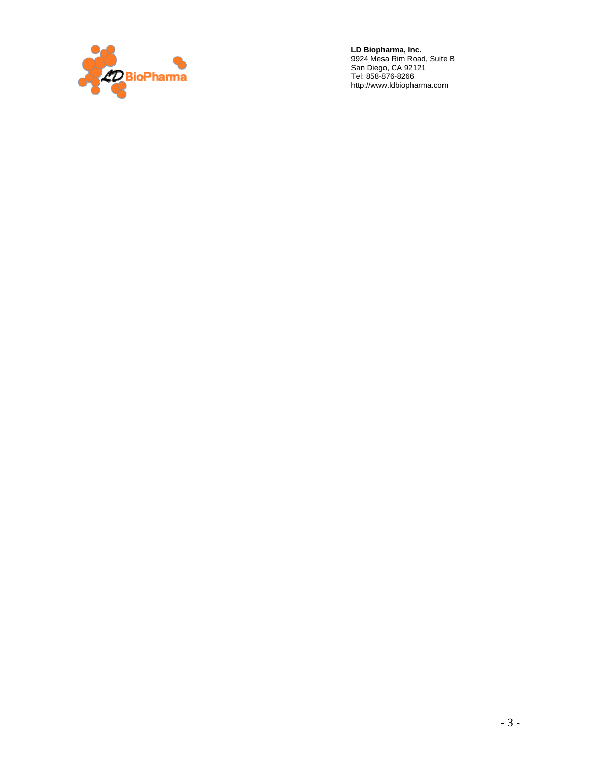**LD Biopharma, Inc.**
9924 Mesa Rim Road, Suite B
San Diego, CA 92121
Tel: 858-876-8266
http://www.ldbiopharma.com